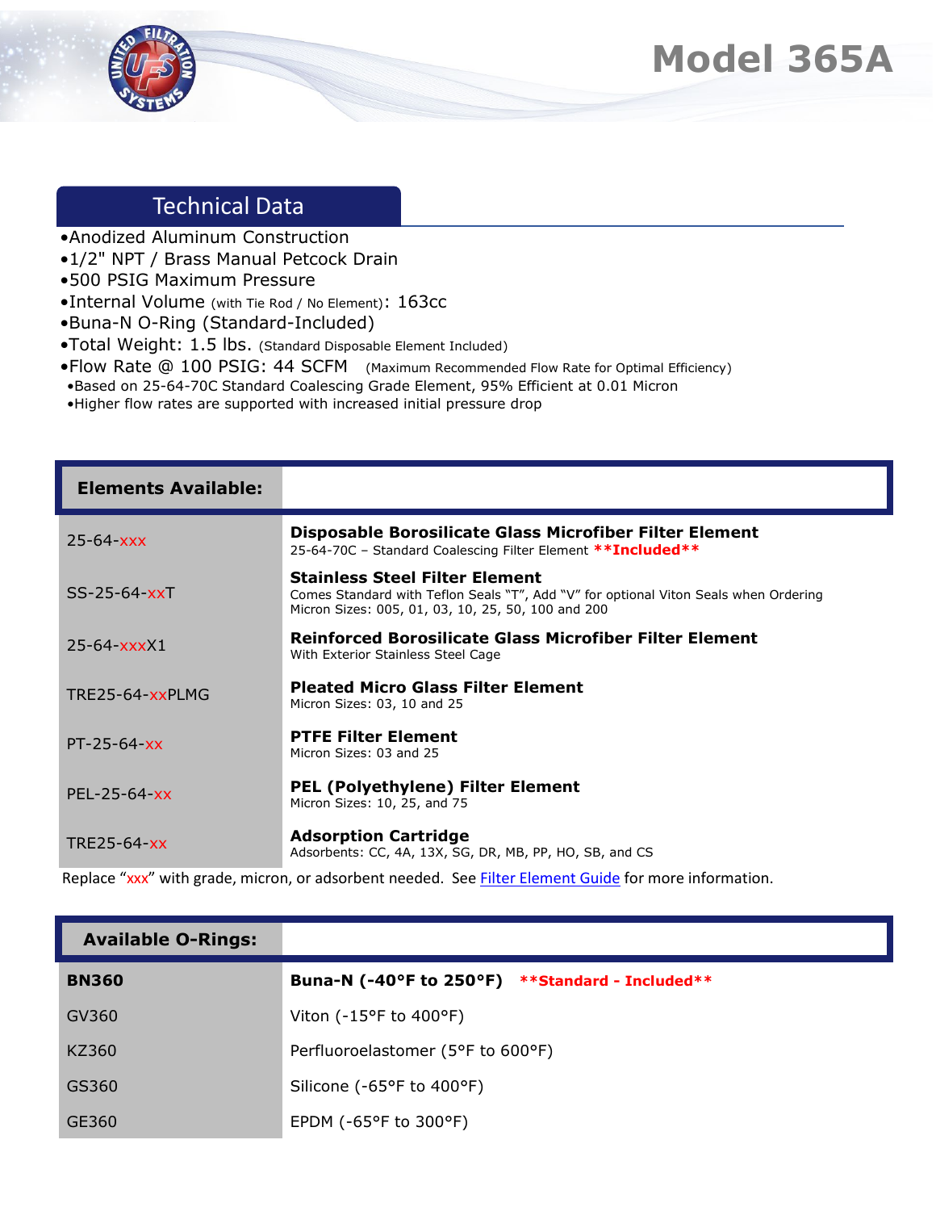# Model 365A

## Technical Data

- Anodized Aluminum Construction
- 1/2" NPT / Brass Manual Petcock Drain
- 500 PSIG Maximum Pressure
- Internal Volume (with Tie Rod / No Element): 163cc
- Buna-N O-Ring (Standard-Included)
- Total Weight: 1.5 lbs. (Standard Disposable Element Included)
- Flow Rate @ 100 PSIG: 44 SCFM (Maximum Recommended Flow Rate for Optimal Efficiency)
  - Based on 25-64-70C Standard Coalescing Grade Element, 95% Efficient at 0.01 Micron
  - Higher flow rates are supported with increased initial pressure drop

| Elements Available: | |
|---|---|
| 25-64-xxx | **Disposable Borosilicate Glass Microfiber Filter Element**<br>25-64-70C – Standard Coalescing Filter Element **\*\*Included\*\*** |
| SS-25-64-xxT | **Stainless Steel Filter Element**<br>Comes Standard with Teflon Seals "T", Add "V" for optional Viton Seals when Ordering<br>Micron Sizes: 005, 01, 03, 10, 25, 50, 100 and 200 |
| 25-64-xxxX1 | **Reinforced Borosilicate Glass Microfiber Filter Element**<br>With Exterior Stainless Steel Cage |
| TRE25-64-xxPLMG | **Pleated Micro Glass Filter Element**<br>Micron Sizes: 03, 10 and 25 |
| PT-25-64-xx | **PTFE Filter Element**<br>Micron Sizes: 03 and 25 |
| PEL-25-64-xx | **PEL (Polyethylene) Filter Element**<br>Micron Sizes: 10, 25, and 75 |
| TRE25-64-xx | **Adsorption Cartridge**<br>Adsorbents: CC, 4A, 13X, SG, DR, MB, PP, HO, SB, and CS |

Replace "xxx" with grade, micron, or adsorbent needed. See Filter Element Guide for more information.

| Available O-Rings: | |
|---|---|
| **BN360** | **Buna-N (-40°F to 250°F)** **\*\*Standard - Included\*\*** |
| GV360 | Viton (-15°F to 400°F) |
| KZ360 | Perfluoroelastomer (5°F to 600°F) |
| GS360 | Silicone (-65°F to 400°F) |
| GE360 | EPDM (-65°F to 300°F) |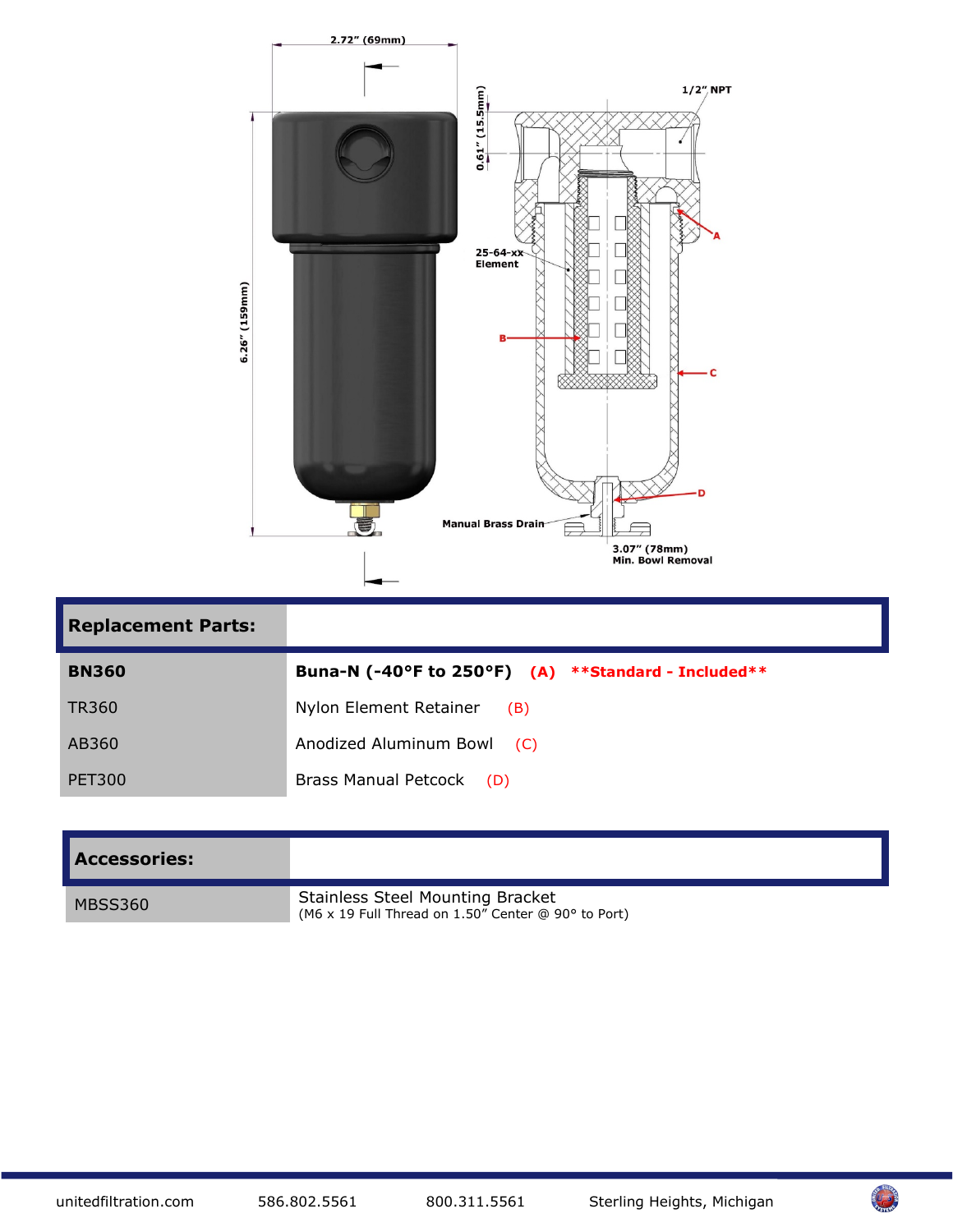2.72" (69mm)

6.26" (159mm)

0.61" (15.5mm)

1/2" NPT

25-64-xx Element

A

B

C

D

Manual Brass Drain

3.07" (78mm) Min. Bowl Removal

| Replacement Parts: | |
|---|---|
| **BN360** | **Buna-N (-40°F to 250°F)** **(A)** **\*\*Standard - Included\*\*** |
| TR360 | Nylon Element Retainer (B) |
| AB360 | Anodized Aluminum Bowl (C) |
| PET300 | Brass Manual Petcock (D) |

| Accessories: | |
|---|---|
| MBSS360 | Stainless Steel Mounting Bracket (M6 x 19 Full Thread on 1.50" Center @ 90° to Port) |

unitedfiltration.com 586.802.5561 800.311.5561 Sterling Heights, Michigan